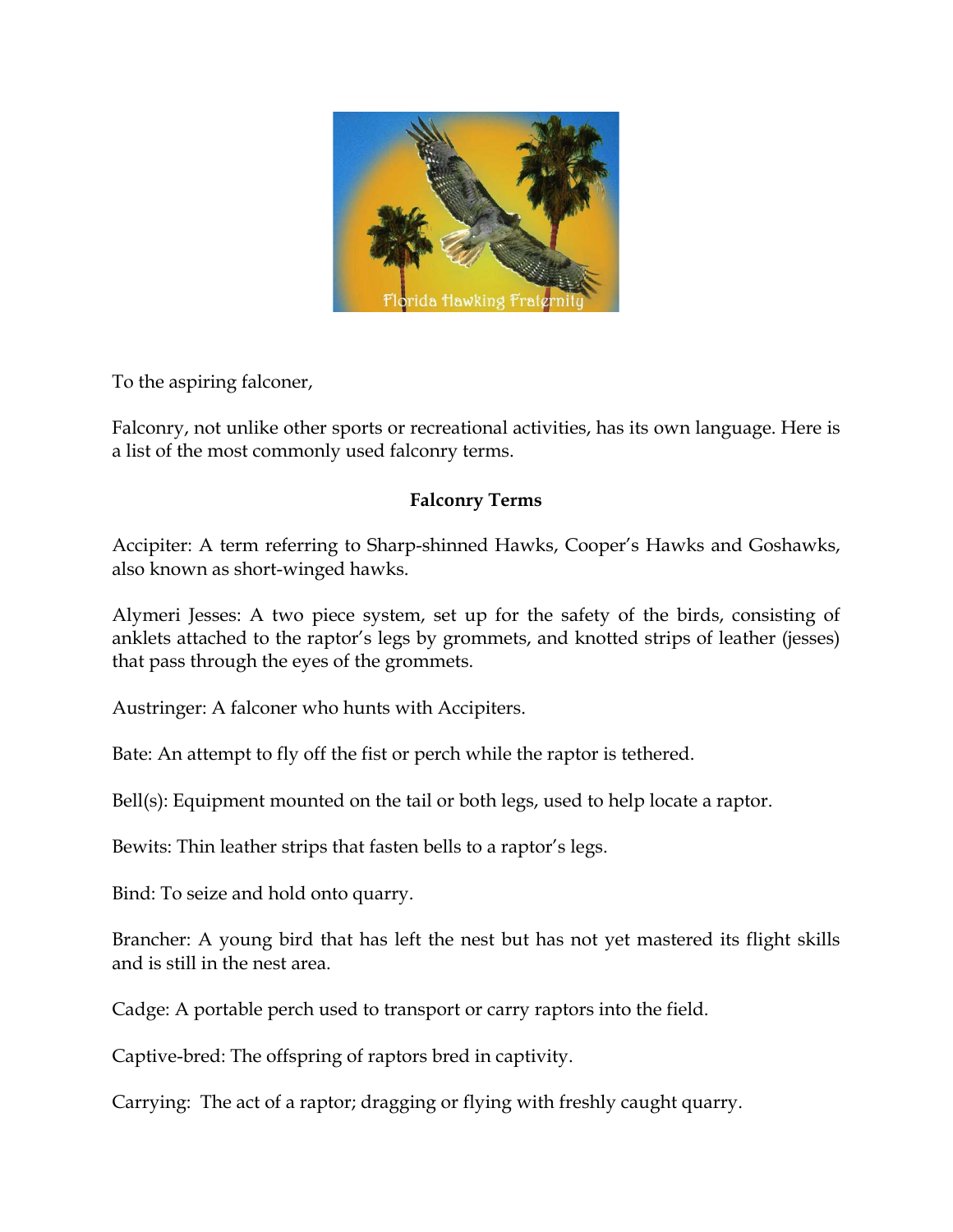To the aspiring falconer,

Falconry, not unlike other sports or recreational activities, has its own language. Here is a list of the most commonly used falconry terms.

## Falconry Terms

Accipiter: A term referring to Sharp-shinned Hawks, Cooper's Hawks and Goshawks, also known as short-winged hawks.

Alymeri Jesses: A two piece system, set up for the safety of the birds, consisting of anklets attached to the raptor's legs by grommets, and knotted strips of leather (jesses) that pass through the eyes of the grommets.

Austringer: A falconer who hunts with Accipiters.

Bate: An attempt to fly off the fist or perch while the raptor is tethered.

Bell(s): Equipment mounted on the tail or both legs, used to help locate a raptor.

Bewits: Thin leather strips that fasten bells to a raptor's legs.

Bind: To seize and hold onto quarry.

Brancher: A young bird that has left the nest but has not yet mastered its flight skills and is still in the nest area.

Cadge: A portable perch used to transport or carry raptors into the field.

Captive-bred: The offspring of raptors bred in captivity.

Carrying: The act of a raptor; dragging or flying with freshly caught quarry.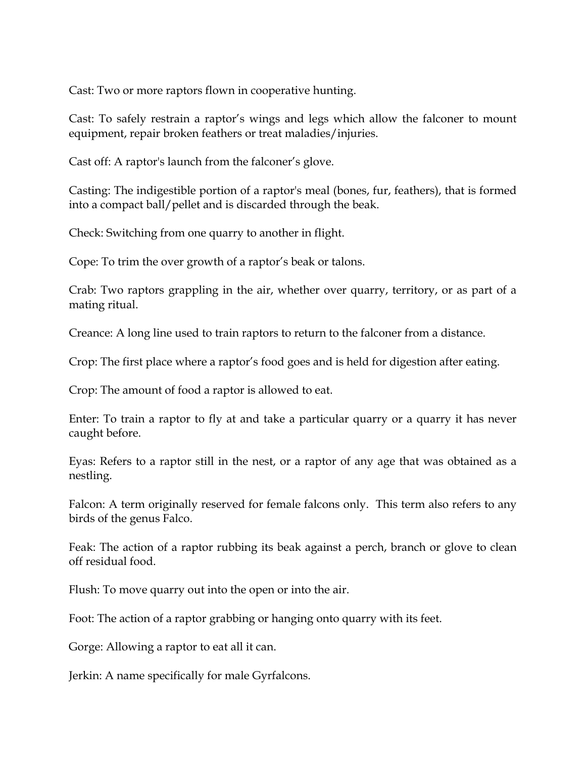Cast: Two or more raptors flown in cooperative hunting.

Cast: To safely restrain a raptor's wings and legs which allow the falconer to mount equipment, repair broken feathers or treat maladies/injuries.

Cast off: A raptor's launch from the falconer's glove.

Casting: The indigestible portion of a raptor's meal (bones, fur, feathers), that is formed into a compact ball/pellet and is discarded through the beak.

Check: Switching from one quarry to another in flight.

Cope: To trim the over growth of a raptor's beak or talons.

Crab: Two raptors grappling in the air, whether over quarry, territory, or as part of a mating ritual.

Creance: A long line used to train raptors to return to the falconer from a distance.

Crop: The first place where a raptor's food goes and is held for digestion after eating.

Crop: The amount of food a raptor is allowed to eat.

Enter: To train a raptor to fly at and take a particular quarry or a quarry it has never caught before.

Eyas: Refers to a raptor still in the nest, or a raptor of any age that was obtained as a nestling.

Falcon: A term originally reserved for female falcons only. This term also refers to any birds of the genus Falco.

Feak: The action of a raptor rubbing its beak against a perch, branch or glove to clean off residual food.

Flush: To move quarry out into the open or into the air.

Foot: The action of a raptor grabbing or hanging onto quarry with its feet.

Gorge: Allowing a raptor to eat all it can.

Jerkin: A name specifically for male Gyrfalcons.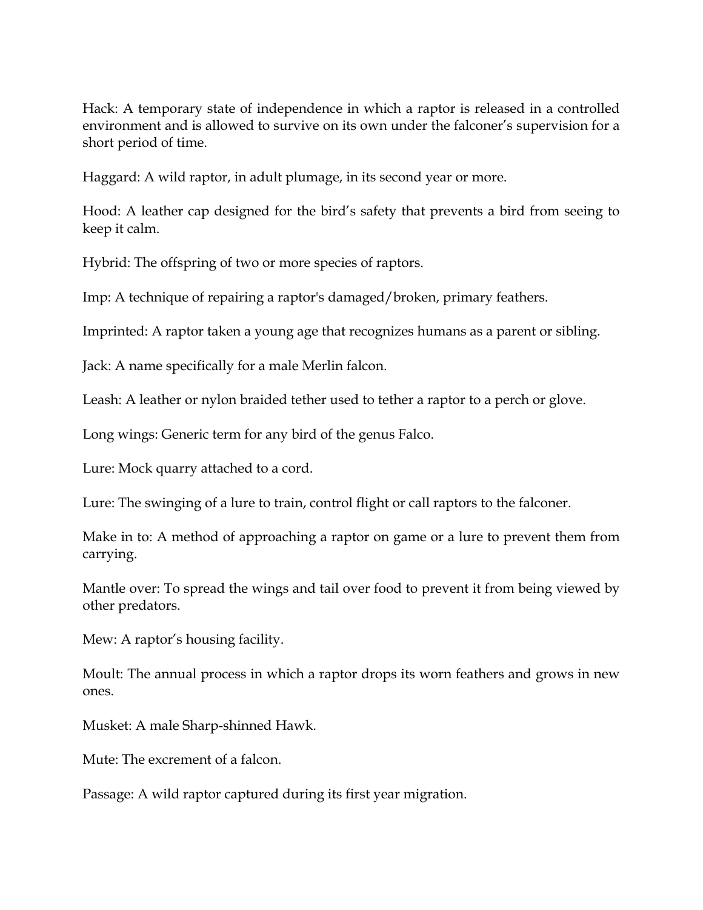Hack: A temporary state of independence in which a raptor is released in a controlled environment and is allowed to survive on its own under the falconer's supervision for a short period of time.

Haggard: A wild raptor, in adult plumage, in its second year or more.

Hood: A leather cap designed for the bird's safety that prevents a bird from seeing to keep it calm.

Hybrid: The offspring of two or more species of raptors.

Imp: A technique of repairing a raptor's damaged/broken, primary feathers.

Imprinted: A raptor taken a young age that recognizes humans as a parent or sibling.

Jack: A name specifically for a male Merlin falcon.

Leash: A leather or nylon braided tether used to tether a raptor to a perch or glove.

Long wings: Generic term for any bird of the genus Falco.

Lure: Mock quarry attached to a cord.

Lure: The swinging of a lure to train, control flight or call raptors to the falconer.

Make in to: A method of approaching a raptor on game or a lure to prevent them from carrying.

Mantle over: To spread the wings and tail over food to prevent it from being viewed by other predators.

Mew: A raptor's housing facility.

Moult: The annual process in which a raptor drops its worn feathers and grows in new ones.

Musket: A male Sharp-shinned Hawk.

Mute: The excrement of a falcon.

Passage: A wild raptor captured during its first year migration.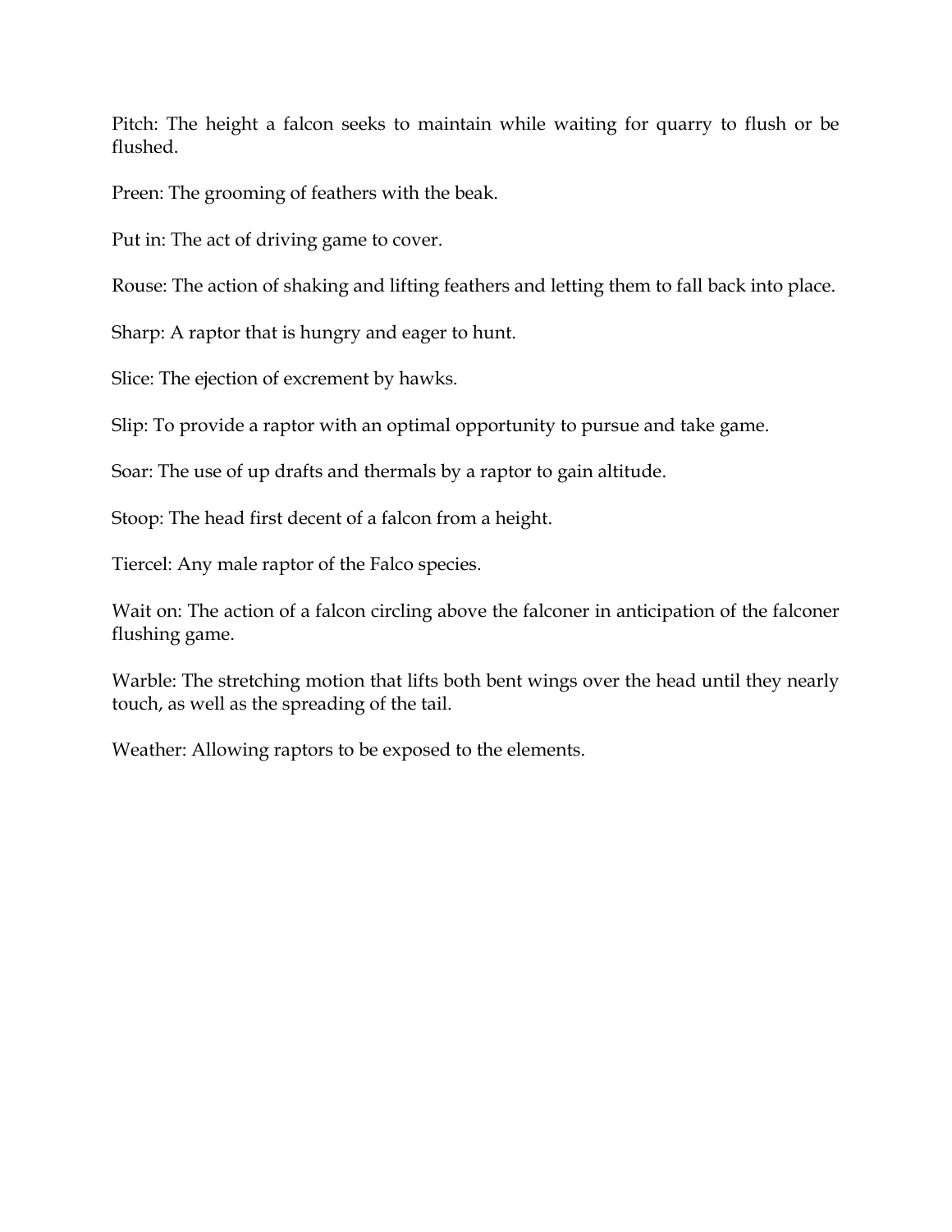Pitch: The height a falcon seeks to maintain while waiting for quarry to flush or be flushed.

Preen: The grooming of feathers with the beak.

Put in: The act of driving game to cover.

Rouse: The action of shaking and lifting feathers and letting them to fall back into place.

Sharp: A raptor that is hungry and eager to hunt.

Slice: The ejection of excrement by hawks.

Slip: To provide a raptor with an optimal opportunity to pursue and take game.

Soar: The use of up drafts and thermals by a raptor to gain altitude.

Stoop: The head first decent of a falcon from a height.

Tiercel: Any male raptor of the Falco species.

Wait on: The action of a falcon circling above the falconer in anticipation of the falconer flushing game.

Warble: The stretching motion that lifts both bent wings over the head until they nearly touch, as well as the spreading of the tail.

Weather: Allowing raptors to be exposed to the elements.